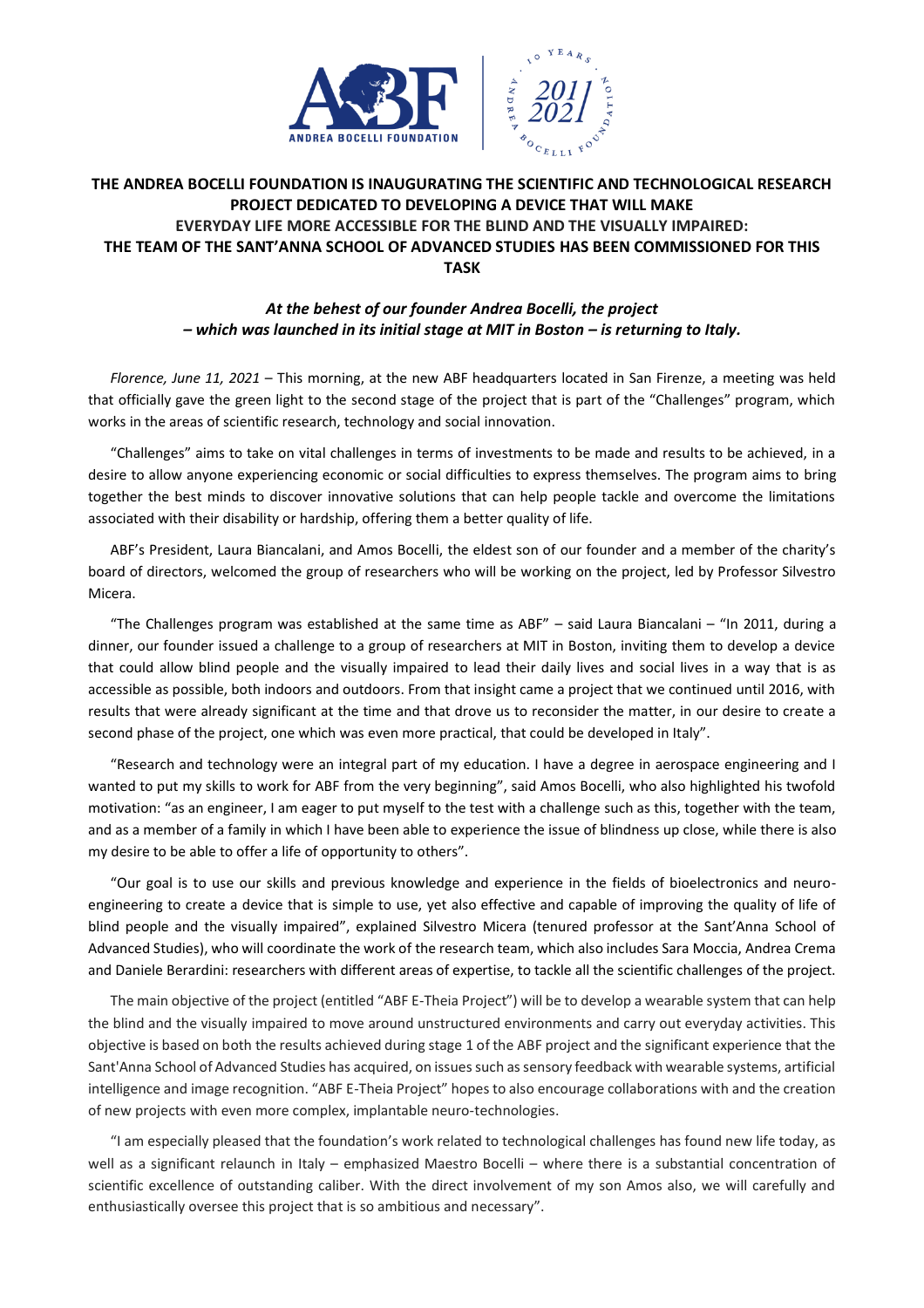# THE ANDREA BOCELLI FOUNDATION IS INAUGURATING THE SCIENTIFIC AND TECHNOLOGICAL RESEARCH PROJECT DEDICATED TO DEVELOPING A DEVICE THAT WILL MAKE EVERYDAY LIFE MORE ACCESSIBLE FOR THE BLIND AND THE VISUALLY IMPAIRED: THE TEAM OF THE SANT'ANNA SCHOOL OF ADVANCED STUDIES HAS BEEN COMMISSIONED FOR THIS TASK

***At the behest of our founder Andrea Bocelli, the project – which was launched in its initial stage at MIT in Boston – is returning to Italy.***

*Florence, June 11, 2021* – This morning, at the new ABF headquarters located in San Firenze, a meeting was held that officially gave the green light to the second stage of the project that is part of the "Challenges" program, which works in the areas of scientific research, technology and social innovation.

"Challenges" aims to take on vital challenges in terms of investments to be made and results to be achieved, in a desire to allow anyone experiencing economic or social difficulties to express themselves. The program aims to bring together the best minds to discover innovative solutions that can help people tackle and overcome the limitations associated with their disability or hardship, offering them a better quality of life.

ABF's President, Laura Biancalani, and Amos Bocelli, the eldest son of our founder and a member of the charity's board of directors, welcomed the group of researchers who will be working on the project, led by Professor Silvestro Micera.

"The Challenges program was established at the same time as ABF" – said Laura Biancalani – "In 2011, during a dinner, our founder issued a challenge to a group of researchers at MIT in Boston, inviting them to develop a device that could allow blind people and the visually impaired to lead their daily lives and social lives in a way that is as accessible as possible, both indoors and outdoors. From that insight came a project that we continued until 2016, with results that were already significant at the time and that drove us to reconsider the matter, in our desire to create a second phase of the project, one which was even more practical, that could be developed in Italy".

"Research and technology were an integral part of my education. I have a degree in aerospace engineering and I wanted to put my skills to work for ABF from the very beginning", said Amos Bocelli, who also highlighted his twofold motivation: "as an engineer, I am eager to put myself to the test with a challenge such as this, together with the team, and as a member of a family in which I have been able to experience the issue of blindness up close, while there is also my desire to be able to offer a life of opportunity to others".

"Our goal is to use our skills and previous knowledge and experience in the fields of bioelectronics and neuro-engineering to create a device that is simple to use, yet also effective and capable of improving the quality of life of blind people and the visually impaired", explained Silvestro Micera (tenured professor at the Sant'Anna School of Advanced Studies), who will coordinate the work of the research team, which also includes Sara Moccia, Andrea Crema and Daniele Berardini: researchers with different areas of expertise, to tackle all the scientific challenges of the project.

The main objective of the project (entitled "ABF E-Theia Project") will be to develop a wearable system that can help the blind and the visually impaired to move around unstructured environments and carry out everyday activities. This objective is based on both the results achieved during stage 1 of the ABF project and the significant experience that the Sant'Anna School of Advanced Studies has acquired, on issues such as sensory feedback with wearable systems, artificial intelligence and image recognition. "ABF E-Theia Project" hopes to also encourage collaborations with and the creation of new projects with even more complex, implantable neuro-technologies.

"I am especially pleased that the foundation's work related to technological challenges has found new life today, as well as a significant relaunch in Italy – emphasized Maestro Bocelli – where there is a substantial concentration of scientific excellence of outstanding caliber. With the direct involvement of my son Amos also, we will carefully and enthusiastically oversee this project that is so ambitious and necessary".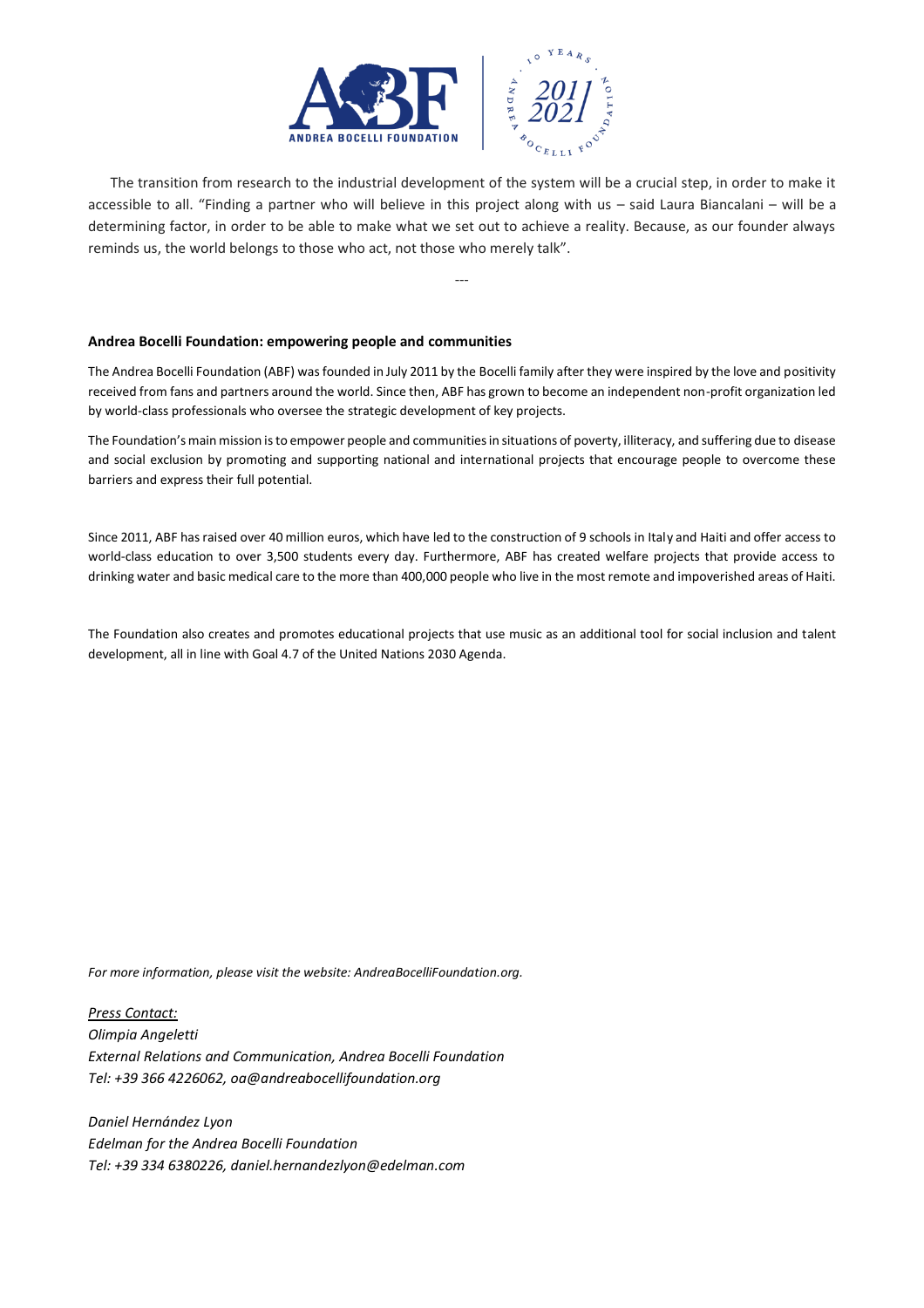The transition from research to the industrial development of the system will be a crucial step, in order to make it accessible to all. "Finding a partner who will believe in this project along with us – said Laura Biancalani – will be a determining factor, in order to be able to make what we set out to achieve a reality. Because, as our founder always reminds us, the world belongs to those who act, not those who merely talk".

---

**Andrea Bocelli Foundation: empowering people and communities**

The Andrea Bocelli Foundation (ABF) was founded in July 2011 by the Bocelli family after they were inspired by the love and positivity received from fans and partners around the world. Since then, ABF has grown to become an independent non-profit organization led by world-class professionals who oversee the strategic development of key projects.

The Foundation's main mission is to empower people and communities in situations of poverty, illiteracy, and suffering due to disease and social exclusion by promoting and supporting national and international projects that encourage people to overcome these barriers and express their full potential.

Since 2011, ABF has raised over 40 million euros, which have led to the construction of 9 schools in Italy and Haiti and offer access to world-class education to over 3,500 students every day. Furthermore, ABF has created welfare projects that provide access to drinking water and basic medical care to the more than 400,000 people who live in the most remote and impoverished areas of Haiti.

The Foundation also creates and promotes educational projects that use music as an additional tool for social inclusion and talent development, all in line with Goal 4.7 of the United Nations 2030 Agenda.

*For more information, please visit the website: AndreaBocelliFoundation.org.*

*Press Contact:*
*Olimpia Angeletti*
*External Relations and Communication, Andrea Bocelli Foundation*
*Tel: +39 366 4226062, oa@andreabocellifoundation.org*

*Daniel Hernández Lyon*
*Edelman for the Andrea Bocelli Foundation*
*Tel: +39 334 6380226, daniel.hernandezlyon@edelman.com*